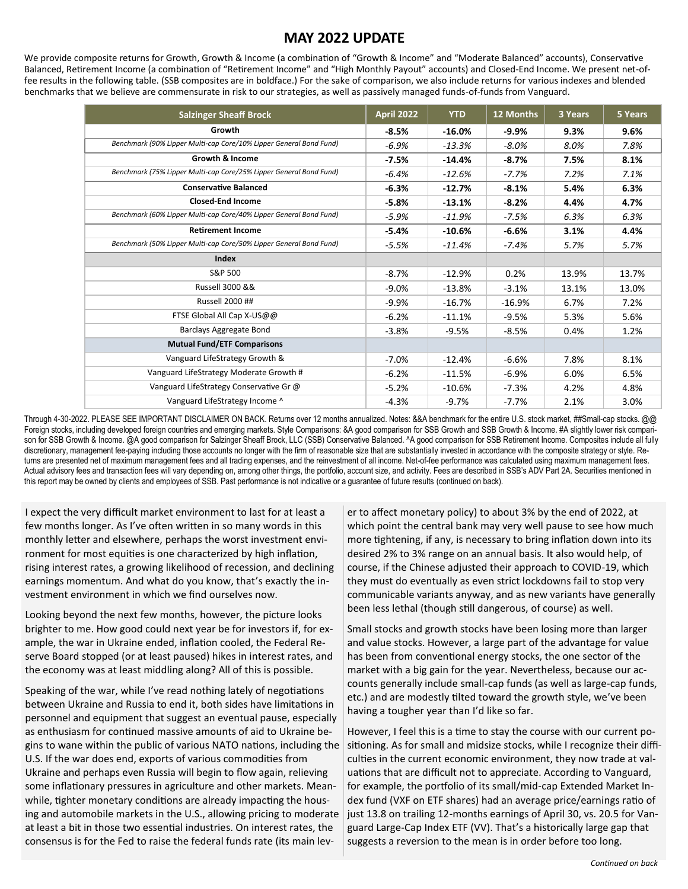# MAY 2022 UPDATE

We provide composite returns for Growth, Growth & Income (a combination of "Growth & Income" and "Moderate Balanced" accounts), Conservative Balanced, Retirement Income (a combination of "Retirement Income" and "High Monthly Payout" accounts) and Closed-End Income. We present net-of-fee results in the following table. (SSB composites are in boldface.) For the sake of comparison, we also include returns for various indexes and blended benchmarks that we believe are commensurate in risk to our strategies, as well as passively managed funds-of-funds from Vanguard.

| Salzinger Sheaff Brock | April 2022 | YTD | 12 Months | 3 Years | 5 Years |
|---|---|---|---|---|---|
| **Growth** | **-8.5%** | **-16.0%** | **-9.9%** | **9.3%** | **9.6%** |
| *Benchmark (90% Lipper Multi-cap Core/10% Lipper General Bond Fund)* | *-6.9%* | *-13.3%* | *-8.0%* | *8.0%* | *7.8%* |
| **Growth & Income** | **-7.5%** | **-14.4%** | **-8.7%** | **7.5%** | **8.1%** |
| *Benchmark (75% Lipper Multi-cap Core/25% Lipper General Bond Fund)* | *-6.4%* | *-12.6%* | *-7.7%* | *7.2%* | *7.1%* |
| **Conservative Balanced** | **-6.3%** | **-12.7%** | **-8.1%** | **5.4%** | **6.3%** |
| **Closed-End Income** | **-5.8%** | **-13.1%** | **-8.2%** | **4.4%** | **4.7%** |
| *Benchmark (60% Lipper Multi-cap Core/40% Lipper General Bond Fund)* | *-5.9%* | *-11.9%* | *-7.5%* | *6.3%* | *6.3%* |
| **Retirement Income** | **-5.4%** | **-10.6%** | **-6.6%** | **3.1%** | **4.4%** |
| *Benchmark (50% Lipper Multi-cap Core/50% Lipper General Bond Fund)* | *-5.5%* | *-11.4%* | *-7.4%* | *5.7%* | *5.7%* |
| **Index** | | | | | |
| S&P 500 | -8.7% | -12.9% | 0.2% | 13.9% | 13.7% |
| Russell 3000 && | -9.0% | -13.8% | -3.1% | 13.1% | 13.0% |
| Russell 2000 ## | -9.9% | -16.7% | -16.9% | 6.7% | 7.2% |
| FTSE Global All Cap X-US@@ | -6.2% | -11.1% | -9.5% | 5.3% | 5.6% |
| Barclays Aggregate Bond | -3.8% | -9.5% | -8.5% | 0.4% | 1.2% |
| **Mutual Fund/ETF Comparisons** | | | | | |
| Vanguard LifeStrategy Growth & | -7.0% | -12.4% | -6.6% | 7.8% | 8.1% |
| Vanguard LifeStrategy Moderate Growth # | -6.2% | -11.5% | -6.9% | 6.0% | 6.5% |
| Vanguard LifeStrategy Conservative Gr @ | -5.2% | -10.6% | -7.3% | 4.2% | 4.8% |
| Vanguard LifeStrategy Income ^ | -4.3% | -9.7% | -7.7% | 2.1% | 3.0% |

Through 4-30-2022. PLEASE SEE IMPORTANT DISCLAIMER ON BACK. Returns over 12 months annualized. Notes: &&A benchmark for the entire U.S. stock market, ##Small-cap stocks. @@ Foreign stocks, including developed foreign countries and emerging markets. Style Comparisons: &A good comparison for SSB Growth and SSB Growth & Income. #A slightly lower risk comparison for SSB Growth & Income. @A good comparison for Salzinger Sheaff Brock, LLC (SSB) Conservative Balanced. ^A good comparison for SSB Retirement Income. Composites include all fully discretionary, management fee-paying including those accounts no longer with the firm of reasonable size that are substantially invested in accordance with the composite strategy or style. Returns are presented net of maximum management fees and all trading expenses, and the reinvestment of all income. Net-of-fee performance was calculated using maximum management fees. Actual advisory fees and transaction fees will vary depending on, among other things, the portfolio, account size, and activity. Fees are described in SSB's ADV Part 2A. Securities mentioned in this report may be owned by clients and employees of SSB. Past performance is not indicative or a guarantee of future results (continued on back).

I expect the very difficult market environment to last for at least a few months longer. As I've often written in so many words in this monthly letter and elsewhere, perhaps the worst investment environment for most equities is one characterized by high inflation, rising interest rates, a growing likelihood of recession, and declining earnings momentum. And what do you know, that's exactly the investment environment in which we find ourselves now.

Looking beyond the next few months, however, the picture looks brighter to me. How good could next year be for investors if, for example, the war in Ukraine ended, inflation cooled, the Federal Reserve Board stopped (or at least paused) hikes in interest rates, and the economy was at least middling along? All of this is possible.

Speaking of the war, while I've read nothing lately of negotiations between Ukraine and Russia to end it, both sides have limitations in personnel and equipment that suggest an eventual pause, especially as enthusiasm for continued massive amounts of aid to Ukraine begins to wane within the public of various NATO nations, including the U.S. If the war does end, exports of various commodities from Ukraine and perhaps even Russia will begin to flow again, relieving some inflationary pressures in agriculture and other markets. Meanwhile, tighter monetary conditions are already impacting the housing and automobile markets in the U.S., allowing pricing to moderate at least a bit in those two essential industries. On interest rates, the consensus is for the Fed to raise the federal funds rate (its main lever to affect monetary policy) to about 3% by the end of 2022, at which point the central bank may very well pause to see how much more tightening, if any, is necessary to bring inflation down into its desired 2% to 3% range on an annual basis. It also would help, of course, if the Chinese adjusted their approach to COVID-19, which they must do eventually as even strict lockdowns fail to stop very communicable variants anyway, and as new variants have generally been less lethal (though still dangerous, of course) as well.

Small stocks and growth stocks have been losing more than larger and value stocks. However, a large part of the advantage for value has been from conventional energy stocks, the one sector of the market with a big gain for the year. Nevertheless, because our accounts generally include small-cap funds (as well as large-cap funds, etc.) and are modestly tilted toward the growth style, we've been having a tougher year than I'd like so far.

However, I feel this is a time to stay the course with our current positioning. As for small and midsize stocks, while I recognize their difficulties in the current economic environment, they now trade at valuations that are difficult not to appreciate. According to Vanguard, for example, the portfolio of its small/mid-cap Extended Market Index fund (VXF on ETF shares) had an average price/earnings ratio of just 13.8 on trailing 12-months earnings of April 30, vs. 20.5 for Vanguard Large-Cap Index ETF (VV). That's a historically large gap that suggests a reversion to the mean is in order before too long.

*Continued on back*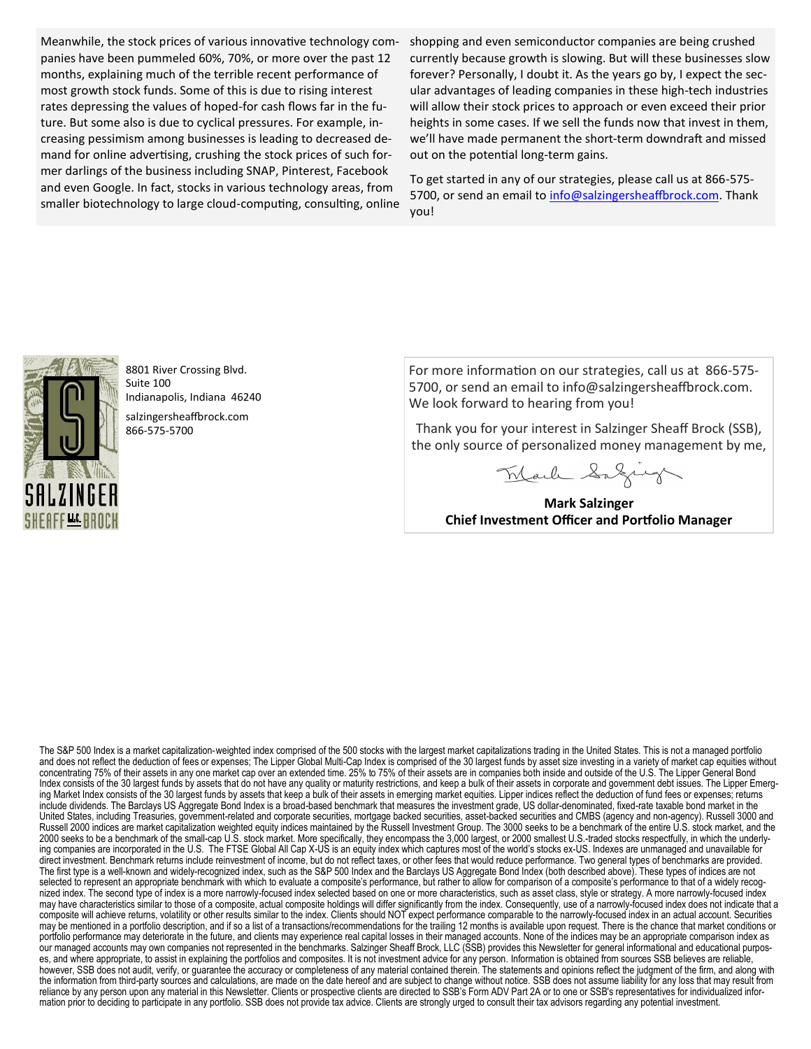Meanwhile, the stock prices of various innovative technology companies have been pummeled 60%, 70%, or more over the past 12 months, explaining much of the terrible recent performance of most growth stock funds. Some of this is due to rising interest rates depressing the values of hoped-for cash flows far in the future. But some also is due to cyclical pressures. For example, increasing pessimism among businesses is leading to decreased demand for online advertising, crushing the stock prices of such former darlings of the business including SNAP, Pinterest, Facebook and even Google. In fact, stocks in various technology areas, from smaller biotechnology to large cloud-computing, consulting, online shopping and even semiconductor companies are being crushed currently because growth is slowing. But will these businesses slow forever? Personally, I doubt it. As the years go by, I expect the secular advantages of leading companies in these high-tech industries will allow their stock prices to approach or even exceed their prior heights in some cases. If we sell the funds now that invest in them, we'll have made permanent the short-term downdraft and missed out on the potential long-term gains.

To get started in any of our strategies, please call us at 866-575-5700, or send an email to info@salzingersheaffbrock.com. Thank you!

SALZINGER SHEAFF LLC BROCK

8801 River Crossing Blvd.
Suite 100
Indianapolis, Indiana 46240

salzingersheaffbrock.com
866-575-5700

For more information on our strategies, call us at 866-575-5700, or send an email to info@salzingersheaffbrock.com. We look forward to hearing from you!

Thank you for your interest in Salzinger Sheaff Brock (SSB), the only source of personalized money management by me,

**Mark Salzinger**
**Chief Investment Officer and Portfolio Manager**

The S&P 500 Index is a market capitalization-weighted index comprised of the 500 stocks with the largest market capitalizations trading in the United States. This is not a managed portfolio and does not reflect the deduction of fees or expenses; The Lipper Global Multi-Cap Index is comprised of the 30 largest funds by asset size investing in a variety of market cap equities without concentrating 75% of their assets in any one market cap over an extended time. 25% to 75% of their assets are in companies both inside and outside of the U.S. The Lipper General Bond Index consists of the 30 largest funds by assets that do not have any quality or maturity restrictions, and keep a bulk of their assets in corporate and government debt issues. The Lipper Emerging Market Index consists of the 30 largest funds by assets that keep a bulk of their assets in emerging market equities. Lipper indices reflect the deduction of fund fees or expenses; returns include dividends. The Barclays US Aggregate Bond Index is a broad-based benchmark that measures the investment grade, US dollar-denominated, fixed-rate taxable bond market in the United States, including Treasuries, government-related and corporate securities, mortgage backed securities, asset-backed securities and CMBS (agency and non-agency). Russell 3000 and Russell 2000 indices are market capitalization weighted equity indices maintained by the Russell Investment Group. The 3000 seeks to be a benchmark of the entire U.S. stock market, and the 2000 seeks to be a benchmark of the small-cap U.S. stock market. More specifically, they encompass the 3,000 largest, or 2000 smallest U.S.-traded stocks respectfully, in which the underlying companies are incorporated in the U.S. The FTSE Global All Cap X-US is an equity index which captures most of the world's stocks ex-US. Indexes are unmanaged and unavailable for direct investment. Benchmark returns include reinvestment of income, but do not reflect taxes, or other fees that would reduce performance. Two general types of benchmarks are provided. The first type is a well-known and widely-recognized index, such as the S&P 500 Index and the Barclays US Aggregate Bond Index (both described above). These types of indices are not selected to represent an appropriate benchmark with which to evaluate a composite's performance, but rather to allow for comparison of a composite's performance to that of a widely recognized index. The second type of index is a more narrowly-focused index selected based on one or more characteristics, such as asset class, style or strategy. A more narrowly-focused index may have characteristics similar to those of a composite, actual composite holdings will differ significantly from the index. Consequently, use of a narrowly-focused index does not indicate that a composite will achieve returns, volatility or other results similar to the index. Clients should NOT expect performance comparable to the narrowly-focused index in an actual account. Securities may be mentioned in a portfolio description, and if so a list of a transactions/recommendations for the trailing 12 months is available upon request. There is the chance that market conditions or portfolio performance may deteriorate in the future, and clients may experience real capital losses in their managed accounts. None of the indices may be an appropriate comparison index as our managed accounts may own companies not represented in the benchmarks. Salzinger Sheaff Brock, LLC (SSB) provides this Newsletter for general informational and educational purposes, and where appropriate, to assist in explaining the portfolios and composites. It is not investment advice for any person. Information is obtained from sources SSB believes are reliable, however, SSB does not audit, verify, or guarantee the accuracy or completeness of any material contained therein. The statements and opinions reflect the judgment of the firm, and along with the information from third-party sources and calculations, are made on the date hereof and are subject to change without notice. SSB does not assume liability for any loss that may result from reliance by any person upon any material in this Newsletter. Clients or prospective clients are directed to SSB's Form ADV Part 2A or to one or SSB's representatives for individualized information prior to deciding to participate in any portfolio. SSB does not provide tax advice. Clients are strongly urged to consult their tax advisors regarding any potential investment.